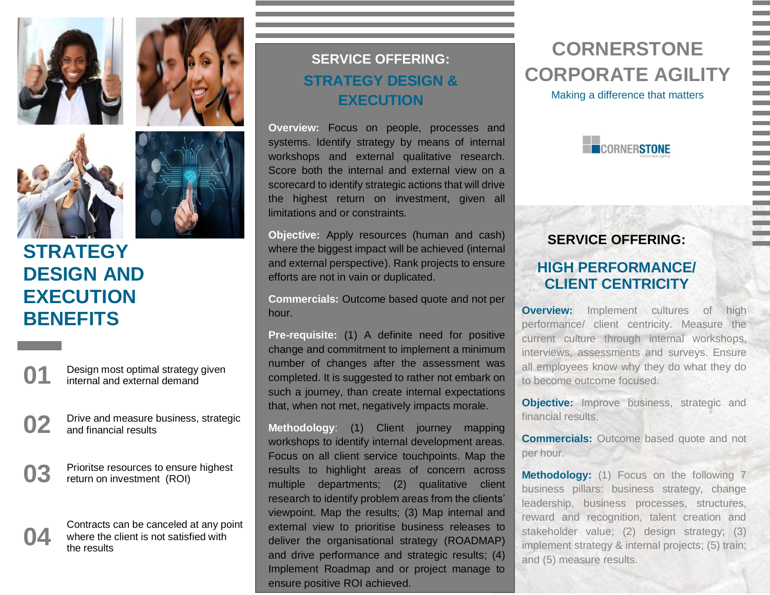# CORNERSTONE CORPORATE AGILITY

Making a difference that matters

## STRATEGY DESIGN AND EXECUTION BENEFITS

**01** Design most optimal strategy given internal and external demand

**02** Drive and measure business, strategic and financial results

**03** Prioritse resources to ensure highest return on investment (ROI)

**04** Contracts can be canceled at any point where the client is not satisfied with the results

## SERVICE OFFERING: STRATEGY DESIGN & EXECUTION

**Overview:** Focus on people, processes and systems. Identify strategy by means of internal workshops and external qualitative research. Score both the internal and external view on a scorecard to identify strategic actions that will drive the highest return on investment, given all limitations and or constraints.

**Objective:** Apply resources (human and cash) where the biggest impact will be achieved (internal and external perspective). Rank projects to ensure efforts are not in vain or duplicated.

**Commercials:** Outcome based quote and not per hour.

**Pre-requisite:** (1) A definite need for positive change and commitment to implement a minimum number of changes after the assessment was completed. It is suggested to rather not embark on such a journey, than create internal expectations that, when not met, negatively impacts morale.

**Methodology**: (1) Client journey mapping workshops to identify internal development areas. Focus on all client service touchpoints. Map the results to highlight areas of concern across multiple departments; (2) qualitative client research to identify problem areas from the clients' viewpoint. Map the results; (3) Map internal and external view to prioritise business releases to deliver the organisational strategy (ROADMAP) and drive performance and strategic results; (4) Implement Roadmap and or project manage to ensure positive ROI achieved.

## SERVICE OFFERING: HIGH PERFORMANCE/ CLIENT CENTRICITY

**Overview:** Implement cultures of high performance/ client centricity. Measure the current culture through internal workshops, interviews, assessments and surveys. Ensure all employees know why they do what they do to become outcome focused.

**Objective:** Improve business, strategic and financial results.

**Commercials:** Outcome based quote and not per hour.

**Methodology:** (1) Focus on the following 7 business pillars: business strategy, change leadership, business processes, structures, reward and recognition, talent creation and stakeholder value; (2) design strategy; (3) implement strategy & internal projects; (5) train; and (5) measure results.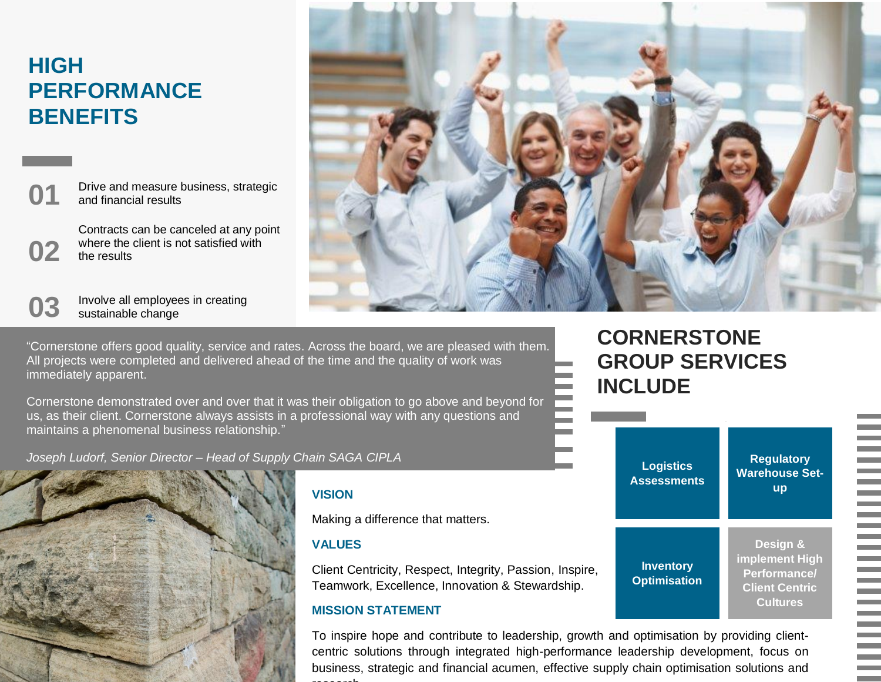# HIGH PERFORMANCE BENEFITS

**01** Drive and measure business, strategic and financial results

**02** Contracts can be canceled at any point where the client is not satisfied with the results

**03** Involve all employees in creating sustainable change

"Cornerstone offers good quality, service and rates. Across the board, we are pleased with them. All projects were completed and delivered ahead of the time and the quality of work was immediately apparent.

Cornerstone demonstrated over and over that it was their obligation to go above and beyond for us, as their client. Cornerstone always assists in a professional way with any questions and maintains a phenomenal business relationship."

*Joseph Ludorf, Senior Director – Head of Supply Chain SAGA CIPLA*

# CORNERSTONE GROUP SERVICES INCLUDE

- **Logistics Assessments**
- **Regulatory Warehouse Set-up**
- **Inventory Optimisation**
- **Design & implement High Performance/ Client Centric Cultures**

### VISION

Making a difference that matters.

### VALUES

Client Centricity, Respect, Integrity, Passion, Inspire, Teamwork, Excellence, Innovation & Stewardship.

### MISSION STATEMENT

To inspire hope and contribute to leadership, growth and optimisation by providing client-centric solutions through integrated high-performance leadership development, focus on business, strategic and financial acumen, effective supply chain optimisation solutions and research.